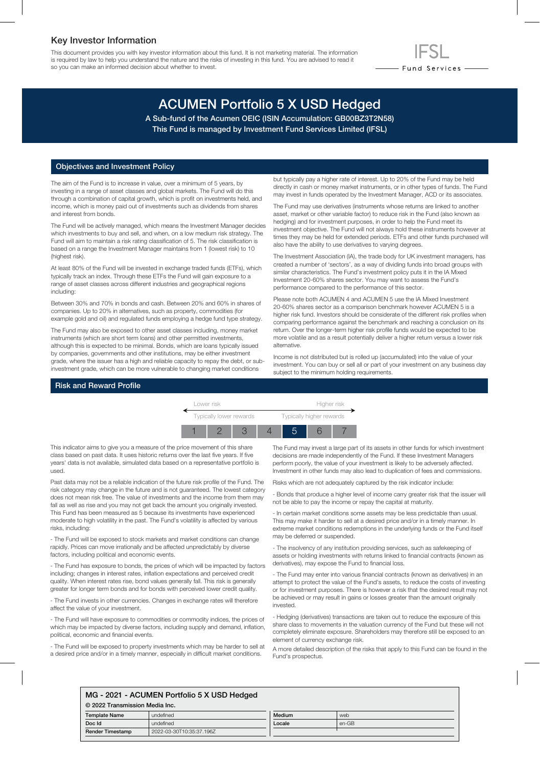## Key Investor Information

This document provides you with key investor information about this fund. It is not marketing material. The information is required by law to help you understand the nature and the risks of investing in this fund. You are advised to read it so you can make an informed decision about whether to invest.

IFSL Fund Services

# ACUMEN Portfolio 5 X USD Hedged

**A Sub-fund of the Acumen OEIC (ISIN Accumulation: GB00BZ3T2N58)**

**This Fund is managed by Investment Fund Services Limited (IFSL)**

## Objectives and Investment Policy

The aim of the Fund is to increase in value, over a minimum of 5 years, by investing in a range of asset classes and global markets. The Fund will do this through a combination of capital growth, which is profit on investments held, and income, which is money paid out of investments such as dividends from shares and interest from bonds.

The Fund will be actively managed, which means the Investment Manager decides which investments to buy and sell, and when, on a low medium risk strategy. The Fund will aim to maintain a risk rating classification of 5. The risk classification is based on a range the Investment Manager maintains from 1 (lowest risk) to 10 (highest risk).

At least 80% of the Fund will be invested in exchange traded funds (ETFs), which typically track an index. Through these ETFs the Fund will gain exposure to a range of asset classes across different industries and geographical regions including:

Between 30% and 70% in bonds and cash. Between 20% and 60% in shares of companies. Up to 20% in alternatives, such as property, commodities (for example gold and oil) and regulated funds employing a hedge fund type strategy.

The Fund may also be exposed to other asset classes including, money market instruments (which are short term loans) and other permitted investments, although this is expected to be minimal. Bonds, which are loans typically issued by companies, governments and other institutions, may be either investment grade, where the issuer has a high and reliable capacity to repay the debt, or sub-investment grade, which can be more vulnerable to changing market conditions but typically pay a higher rate of interest. Up to 20% of the Fund may be held directly in cash or money market instruments, or in other types of funds. The Fund may invest in funds operated by the Investment Manager, ACD or its associates.

The Fund may use derivatives (instruments whose returns are linked to another asset, market or other variable factor) to reduce risk in the Fund (also known as hedging) and for investment purposes, in order to help the Fund meet its investment objective. The Fund will not always hold these instruments however at times they may be held for extended periods. ETFs and other funds purchased will also have the ability to use derivatives to varying degrees.

The Investment Association (IA), the trade body for UK investment managers, has created a number of 'sectors', as a way of dividing funds into broad groups with similar characteristics. The Fund's investment policy puts it in the IA Mixed Investment 20-60% shares sector. You may want to assess the Fund's performance compared to the performance of this sector.

Please note both ACUMEN 4 and ACUMEN 5 use the IA Mixed Investment 20-60% shares sector as a comparison benchmark however ACUMEN 5 is a higher risk fund. Investors should be considerate of the different risk profiles when comparing performance against the benchmark and reaching a conclusion on its return. Over the longer-term higher risk profile funds would be expected to be more volatile and as a result potentially deliver a higher return versus a lower risk alternative.

Income is not distributed but is rolled up (accumulated) into the value of your investment. You can buy or sell all or part of your investment on any business day subject to the minimum holding requirements.

## Risk and Reward Profile

| Lower risk | | | | | | Higher risk |
|---|---|---|---|---|---|---|
| Typically lower rewards | | | | | | Typically higher rewards |
| 1 | 2 | 3 | 4 | **5** | 6 | 7 |

This indicator aims to give you a measure of the price movement of this share class based on past data. It uses historic returns over the last five years. If five years' data is not available, simulated data based on a representative portfolio is used.

Past data may not be a reliable indication of the future risk profile of the Fund. The risk category may change in the future and is not guaranteed. The lowest category does not mean risk free. The value of investments and the income from them may fall as well as rise and you may not get back the amount you originally invested. This Fund has been measured as 5 because its investments have experienced moderate to high volatility in the past. The Fund's volatility is affected by various risks, including:

- The Fund will be exposed to stock markets and market conditions can change rapidly. Prices can move irrationally and be affected unpredictably by diverse factors, including political and economic events.

- The Fund has exposure to bonds, the prices of which will be impacted by factors including; changes in interest rates, inflation expectations and perceived credit quality. When interest rates rise, bond values generally fall. This risk is generally greater for longer term bonds and for bonds with perceived lower credit quality.

- The Fund invests in other currencies. Changes in exchange rates will therefore affect the value of your investment.

- The Fund will have exposure to commodities or commodity indices, the prices of which may be impacted by diverse factors, including supply and demand, inflation, political, economic and financial events.

- The Fund will be exposed to property investments which may be harder to sell at a desired price and/or in a timely manner, especially in difficult market conditions.

The Fund may invest a large part of its assets in other funds for which investment decisions are made independently of the Fund. If these Investment Managers perform poorly, the value of your investment is likely to be adversely affected. Investment in other funds may also lead to duplication of fees and commissions.

Risks which are not adequately captured by the risk indicator include:

- Bonds that produce a higher level of income carry greater risk that the issuer will not be able to pay the income or repay the capital at maturity.

- In certain market conditions some assets may be less predictable than usual. This may make it harder to sell at a desired price and/or in a timely manner. In extreme market conditions redemptions in the underlying funds or the Fund itself may be deferred or suspended.

- The insolvency of any institution providing services, such as safekeeping of assets or holding investments with returns linked to financial contracts (known as derivatives), may expose the Fund to financial loss.

- The Fund may enter into various financial contracts (known as derivatives) in an attempt to protect the value of the Fund's assets, to reduce the costs of investing or for investment purposes. There is however a risk that the desired result may not be achieved or may result in gains or losses greater than the amount originally invested.

- Hedging (derivatives) transactions are taken out to reduce the exposure of this share class to movements in the valuation currency of the Fund but these will not completely eliminate exposure. Shareholders may therefore still be exposed to an element of currency exchange risk.

A more detailed description of the risks that apply to this Fund can be found in the Fund's prospectus.

**MG - 2021 - ACUMEN Portfolio 5 X USD Hedged**

**© 2022 Transmission Media Inc.**

| | | | |
|---|---|---|---|
| **Template Name** | undefined | **Medium** | web |
| **Doc Id** | undefined | **Locale** | en-GB |
| **Render Timestamp** | 2022-03-30T10:35:37.196Z | | |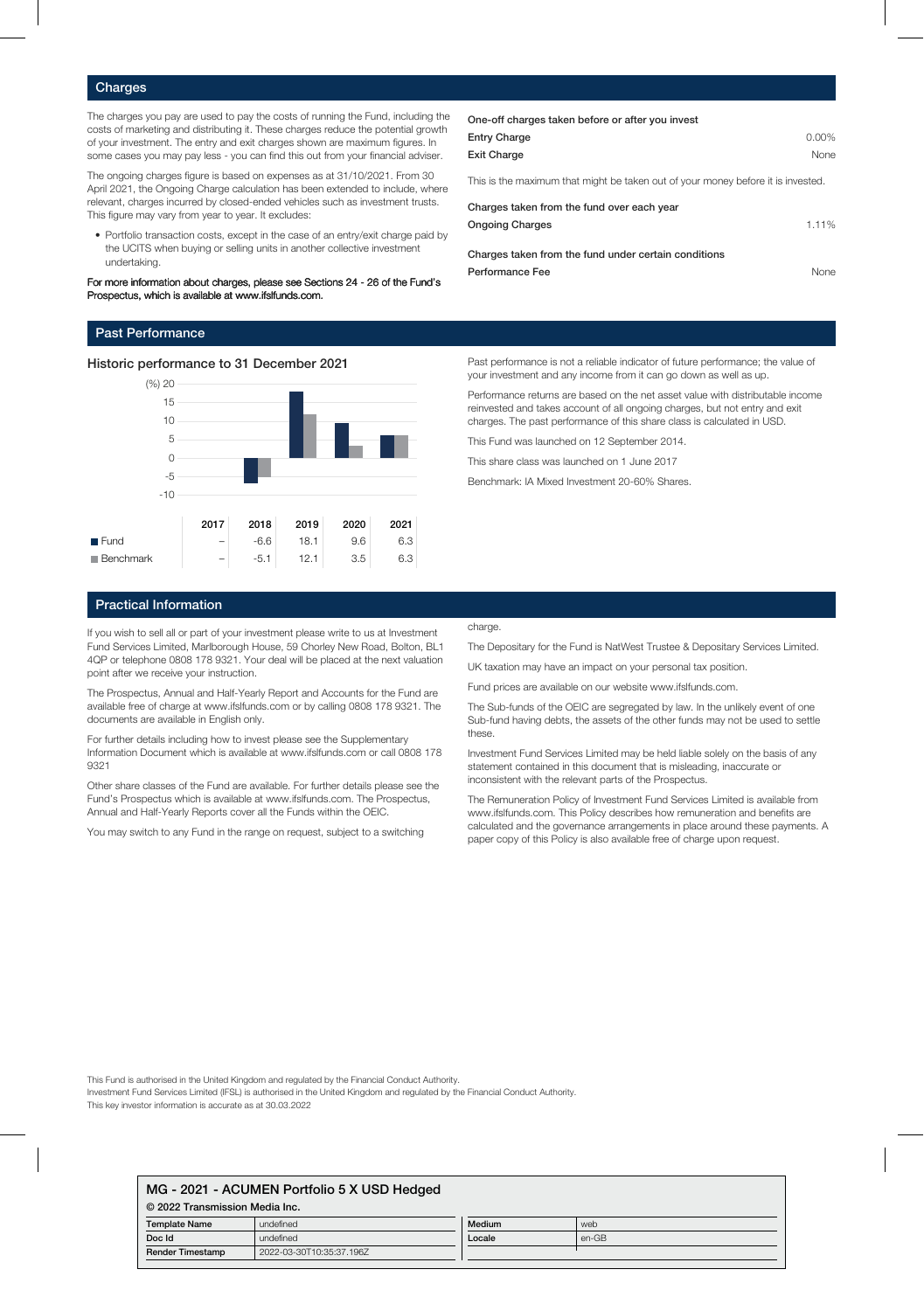## Charges

The charges you pay are used to pay the costs of running the Fund, including the costs of marketing and distributing it. These charges reduce the potential growth of your investment. The entry and exit charges shown are maximum figures. In some cases you may pay less - you can find this out from your financial adviser.

The ongoing charges figure is based on expenses as at 31/10/2021. From 30 April 2021, the Ongoing Charge calculation has been extended to include, where relevant, charges incurred by closed-ended vehicles such as investment trusts. This figure may vary from year to year. It excludes:

- Portfolio transaction costs, except in the case of an entry/exit charge paid by the UCITS when buying or selling units in another collective investment undertaking.

**For more information about charges, please see Sections 24 - 26 of the Fund's Prospectus, which is available at www.ifslfunds.com.**

| One-off charges taken before or after you invest | |
|---|---|
| **Entry Charge** | 0.00% |
| **Exit Charge** | None |

This is the maximum that might be taken out of your money before it is invested.

| Charges taken from the fund over each year | |
|---|---|
| **Ongoing Charges** | 1.11% |

| Charges taken from the fund under certain conditions | |
|---|---|
| **Performance Fee** | None |

## Past Performance

### Historic performance to 31 December 2021

(%) 20
15
10
5
0
-5
-10

| | 2017 | 2018 | 2019 | 2020 | 2021 |
|---|---|---|---|---|---|
| Fund | – | -6.6 | 18.1 | 9.6 | 6.3 |
| Benchmark | – | -5.1 | 12.1 | 3.5 | 6.3 |

Past performance is not a reliable indicator of future performance; the value of your investment and any income from it can go down as well as up.

Performance returns are based on the net asset value with distributable income reinvested and takes account of all ongoing charges, but not entry and exit charges. The past performance of this share class is calculated in USD.

This Fund was launched on 12 September 2014.

This share class was launched on 1 June 2017

Benchmark: IA Mixed Investment 20-60% Shares.

## Practical Information

If you wish to sell all or part of your investment please write to us at Investment Fund Services Limited, Marlborough House, 59 Chorley New Road, Bolton, BL1 4QP or telephone 0808 178 9321. Your deal will be placed at the next valuation point after we receive your instruction.

The Prospectus, Annual and Half-Yearly Report and Accounts for the Fund are available free of charge at www.ifslfunds.com or by calling 0808 178 9321. The documents are available in English only.

For further details including how to invest please see the Supplementary Information Document which is available at www.ifslfunds.com or call 0808 178 9321

Other share classes of the Fund are available. For further details please see the Fund's Prospectus which is available at www.ifslfunds.com. The Prospectus, Annual and Half-Yearly Reports cover all the Funds within the OEIC.

You may switch to any Fund in the range on request, subject to a switching charge.

The Depositary for the Fund is NatWest Trustee & Depositary Services Limited.

UK taxation may have an impact on your personal tax position.

Fund prices are available on our website www.ifslfunds.com.

The Sub-funds of the OEIC are segregated by law. In the unlikely event of one Sub-fund having debts, the assets of the other funds may not be used to settle these.

Investment Fund Services Limited may be held liable solely on the basis of any statement contained in this document that is misleading, inaccurate or inconsistent with the relevant parts of the Prospectus.

The Remuneration Policy of Investment Fund Services Limited is available from www.ifslfunds.com. This Policy describes how remuneration and benefits are calculated and the governance arrangements in place around these payments. A paper copy of this Policy is also available free of charge upon request.

This Fund is authorised in the United Kingdom and regulated by the Financial Conduct Authority.
Investment Fund Services Limited (IFSL) is authorised in the United Kingdom and regulated by the Financial Conduct Authority.
This key investor information is accurate as at 30.03.2022

**MG - 2021 - ACUMEN Portfolio 5 X USD Hedged**

**© 2022 Transmission Media Inc.**

| | | | |
|---|---|---|---|
| **Template Name** | undefined | **Medium** | web |
| **Doc Id** | undefined | **Locale** | en-GB |
| **Render Timestamp** | 2022-03-30T10:35:37.196Z | | |